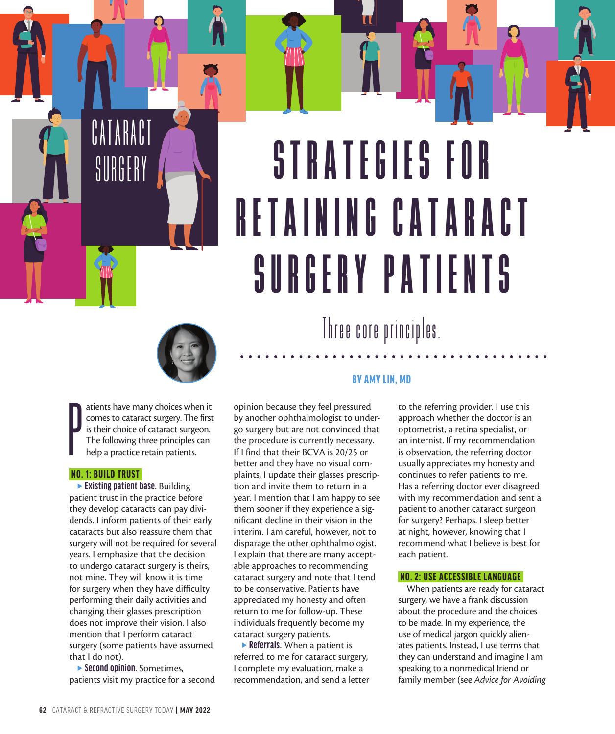CATARACT SURGERY

# STRATEGIES FOR RETAINING CATARACT SURGERY PATIENTS

Three core principles.

**BY AMY LIN, MD**

Patients have many choices when it comes to cataract surgery. The first is their choice of cataract surgeon. The following three principles can help a practice retain patients.

## NO. 1: BUILD TRUST

▸ **Existing patient base.** Building patient trust in the practice before they develop cataracts can pay dividends. I inform patients of their early cataracts but also reassure them that surgery will not be required for several years. I emphasize that the decision to undergo cataract surgery is theirs, not mine. They will know it is time for surgery when they have difficulty performing their daily activities and changing their glasses prescription does not improve their vision. I also mention that I perform cataract surgery (some patients have assumed that I do not).

▸ **Second opinion.** Sometimes, patients visit my practice for a second opinion because they feel pressured by another ophthalmologist to undergo surgery but are not convinced that the procedure is currently necessary. If I find that their BCVA is 20/25 or better and they have no visual complaints, I update their glasses prescription and invite them to return in a year. I mention that I am happy to see them sooner if they experience a significant decline in their vision in the interim. I am careful, however, not to disparage the other ophthalmologist. I explain that there are many acceptable approaches to recommending cataract surgery and note that I tend to be conservative. Patients have appreciated my honesty and often return to me for follow-up. These individuals frequently become my cataract surgery patients.

▸ **Referrals.** When a patient is referred to me for cataract surgery, I complete my evaluation, make a recommendation, and send a letter to the referring provider. I use this approach whether the doctor is an optometrist, a retina specialist, or an internist. If my recommendation is observation, the referring doctor usually appreciates my honesty and continues to refer patients to me. Has a referring doctor ever disagreed with my recommendation and sent a patient to another cataract surgeon for surgery? Perhaps. I sleep better at night, however, knowing that I recommend what I believe is best for each patient.

## NO. 2: USE ACCESSIBLE LANGUAGE

When patients are ready for cataract surgery, we have a frank discussion about the procedure and the choices to be made. In my experience, the use of medical jargon quickly alienates patients. Instead, I use terms that they can understand and imagine I am speaking to a nonmedical friend or family member (see *Advice for Avoiding*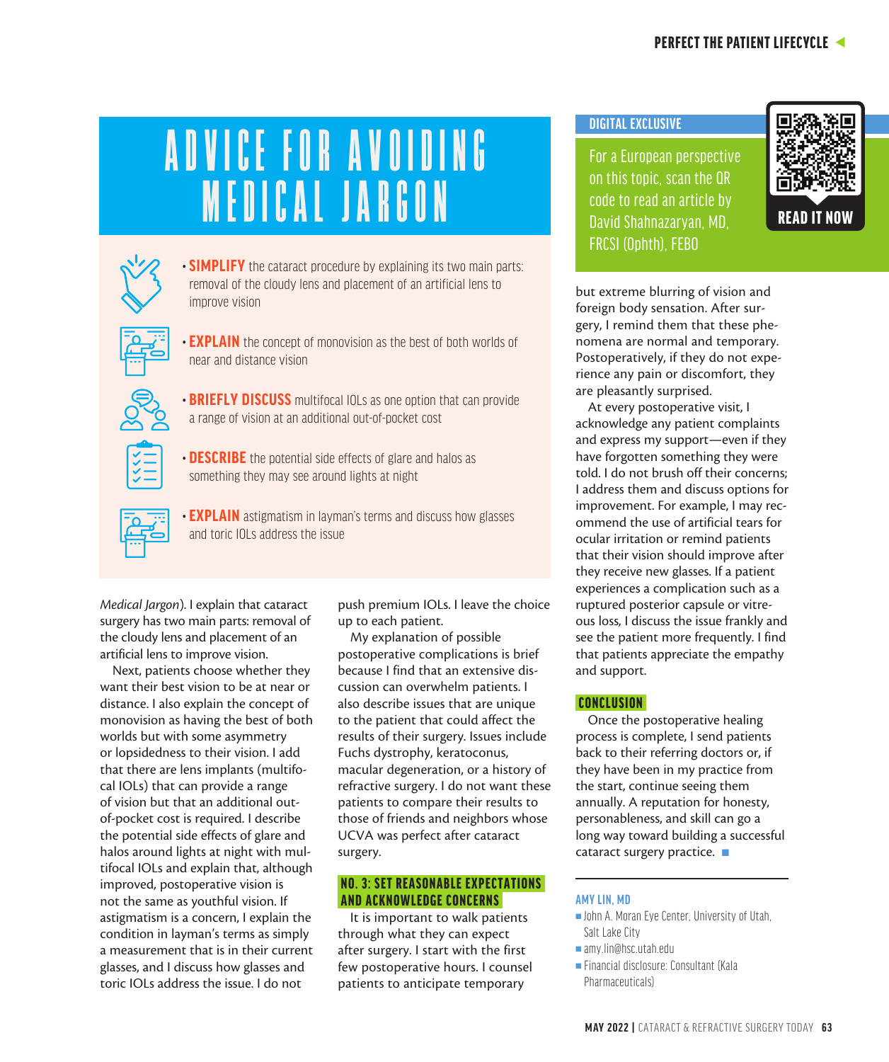## ADVICE FOR AVOIDING MEDICAL JARGON

- **SIMPLIFY** the cataract procedure by explaining its two main parts: removal of the cloudy lens and placement of an artificial lens to improve vision
- **EXPLAIN** the concept of monovision as the best of both worlds of near and distance vision
- **BRIEFLY DISCUSS** multifocal IOLs as one option that can provide a range of vision at an additional out-of-pocket cost
- **DESCRIBE** the potential side effects of glare and halos as something they may see around lights at night
- **EXPLAIN** astigmatism in layman's terms and discuss how glasses and toric IOLs address the issue

*Medical Jargon*). I explain that cataract surgery has two main parts: removal of the cloudy lens and placement of an artificial lens to improve vision.

Next, patients choose whether they want their best vision to be at near or distance. I also explain the concept of monovision as having the best of both worlds but with some asymmetry or lopsidedness to their vision. I add that there are lens implants (multifocal IOLs) that can provide a range of vision but that an additional out-of-pocket cost is required. I describe the potential side effects of glare and halos around lights at night with multifocal IOLs and explain that, although improved, postoperative vision is not the same as youthful vision. If astigmatism is a concern, I explain the condition in layman's terms as simply a measurement that is in their current glasses, and I discuss how glasses and toric IOLs address the issue. I do not push premium IOLs. I leave the choice up to each patient.

My explanation of possible postoperative complications is brief because I find that an extensive discussion can overwhelm patients. I also describe issues that are unique to the patient that could affect the results of their surgery. Issues include Fuchs dystrophy, keratoconus, macular degeneration, or a history of refractive surgery. I do not want these patients to compare their results to those of friends and neighbors whose UCVA was perfect after cataract surgery.

### NO. 3: SET REASONABLE EXPECTATIONS AND ACKNOWLEDGE CONCERNS

It is important to walk patients through what they can expect after surgery. I start with the first few postoperative hours. I counsel patients to anticipate temporary but extreme blurring of vision and foreign body sensation. After surgery, I remind them that these phenomena are normal and temporary. Postoperatively, if they do not experience any pain or discomfort, they are pleasantly surprised.

At every postoperative visit, I acknowledge any patient complaints and express my support—even if they have forgotten something they were told. I do not brush off their concerns; I address them and discuss options for improvement. For example, I may recommend the use of artificial tears for ocular irritation or remind patients that their vision should improve after they receive new glasses. If a patient experiences a complication such as a ruptured posterior capsule or vitreous loss, I discuss the issue frankly and see the patient more frequently. I find that patients appreciate the empathy and support.

**DIGITAL EXCLUSIVE**

For a European perspective on this topic, scan the QR code to read an article by David Shahnazaryan, MD, FRCSI (Ophth), FEBO

READ IT NOW

### CONCLUSION

Once the postoperative healing process is complete, I send patients back to their referring doctors or, if they have been in my practice from the start, continue seeing them annually. A reputation for honesty, personableness, and skill can go a long way toward building a successful cataract surgery practice. ■

**AMY LIN, MD**
- John A. Moran Eye Center, University of Utah, Salt Lake City
- amy.lin@hsc.utah.edu
- Financial disclosure: Consultant (Kala Pharmaceuticals)